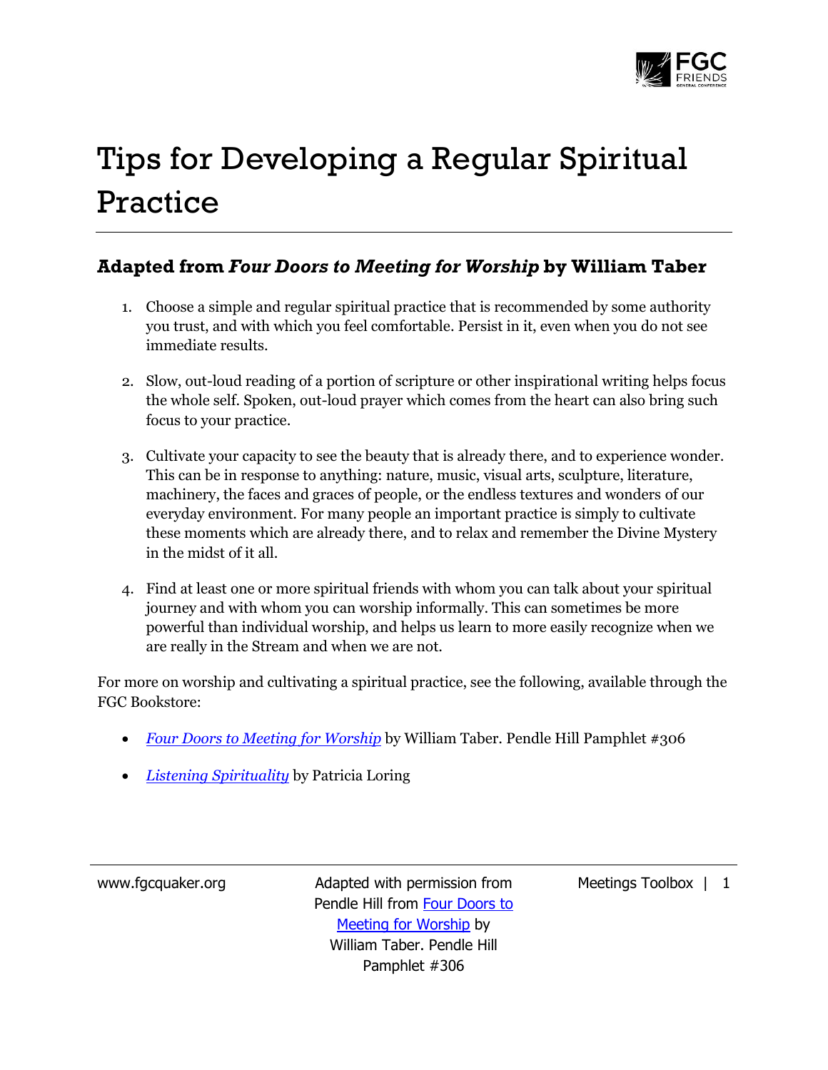# Tips for Developing a Regular Spiritual Practice

## Adapted from *Four Doors to Meeting for Worship* by William Taber

1. Choose a simple and regular spiritual practice that is recommended by some authority you trust, and with which you feel comfortable. Persist in it, even when you do not see immediate results.

2. Slow, out-loud reading of a portion of scripture or other inspirational writing helps focus the whole self. Spoken, out-loud prayer which comes from the heart can also bring such focus to your practice.

3. Cultivate your capacity to see the beauty that is already there, and to experience wonder. This can be in response to anything: nature, music, visual arts, sculpture, literature, machinery, the faces and graces of people, or the endless textures and wonders of our everyday environment. For many people an important practice is simply to cultivate these moments which are already there, and to relax and remember the Divine Mystery in the midst of it all.

4. Find at least one or more spiritual friends with whom you can talk about your spiritual journey and with whom you can worship informally. This can sometimes be more powerful than individual worship, and helps us learn to more easily recognize when we are really in the Stream and when we are not.

For more on worship and cultivating a spiritual practice, see the following, available through the FGC Bookstore:

- *Four Doors to Meeting for Worship* by William Taber. Pendle Hill Pamphlet #306
- *Listening Spirituality* by Patricia Loring

www.fgcquaker.org

Adapted with permission from Pendle Hill from Four Doors to Meeting for Worship by William Taber. Pendle Hill Pamphlet #306

Meetings Toolbox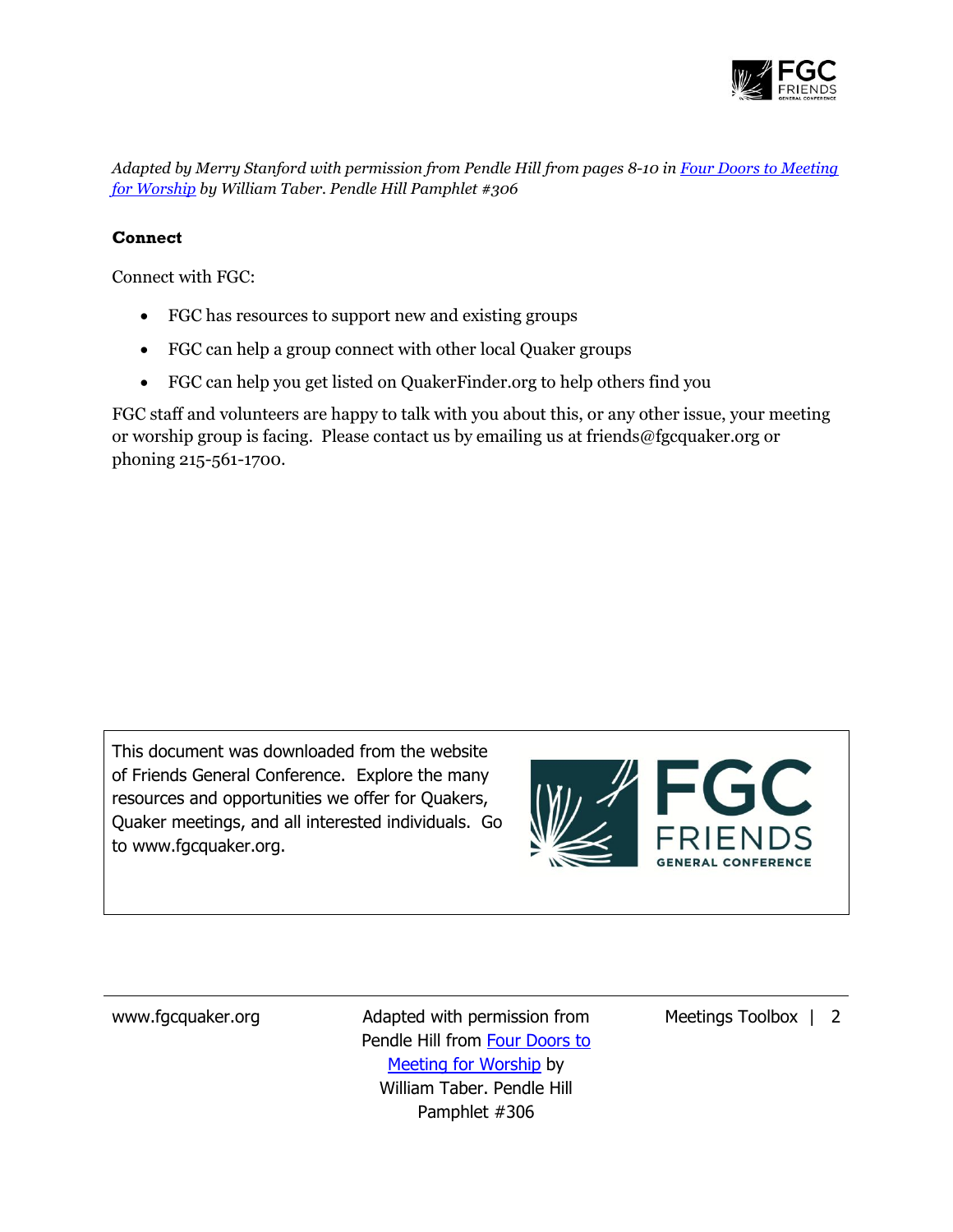*Adapted by Merry Stanford with permission from Pendle Hill from pages 8-10 in [Four Doors to Meeting for Worship] by William Taber. Pendle Hill Pamphlet #306*

**Connect**

Connect with FGC:

- FGC has resources to support new and existing groups
- FGC can help a group connect with other local Quaker groups
- FGC can help you get listed on QuakerFinder.org to help others find you

FGC staff and volunteers are happy to talk with you about this, or any other issue, your meeting or worship group is facing. Please contact us by emailing us at friends@fgcquaker.org or phoning 215-561-1700.

This document was downloaded from the website of Friends General Conference. Explore the many resources and opportunities we offer for Quakers, Quaker meetings, and all interested individuals. Go to www.fgcquaker.org.